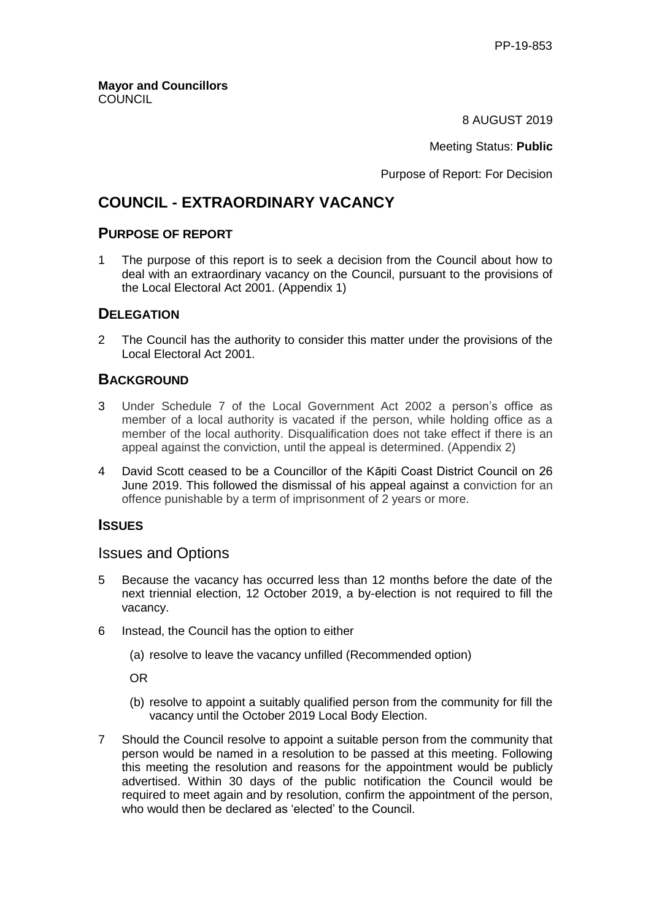PP-19-853

**Mayor and Councillors**
COUNCIL

8 AUGUST 2019

Meeting Status: **Public**

Purpose of Report: For Decision

# COUNCIL - EXTRAORDINARY VACANCY

## PURPOSE OF REPORT

1 The purpose of this report is to seek a decision from the Council about how to deal with an extraordinary vacancy on the Council, pursuant to the provisions of the Local Electoral Act 2001. (Appendix 1)

## DELEGATION

2 The Council has the authority to consider this matter under the provisions of the Local Electoral Act 2001.

## BACKGROUND

3 Under Schedule 7 of the Local Government Act 2002 a person's office as member of a local authority is vacated if the person, while holding office as a member of the local authority. Disqualification does not take effect if there is an appeal against the conviction, until the appeal is determined. (Appendix 2)

4 David Scott ceased to be a Councillor of the Kāpiti Coast District Council on 26 June 2019. This followed the dismissal of his appeal against a conviction for an offence punishable by a term of imprisonment of 2 years or more.

## ISSUES

### Issues and Options

5 Because the vacancy has occurred less than 12 months before the date of the next triennial election, 12 October 2019, a by-election is not required to fill the vacancy.

6 Instead, the Council has the option to either

(a) resolve to leave the vacancy unfilled (Recommended option)

OR

(b) resolve to appoint a suitably qualified person from the community for fill the vacancy until the October 2019 Local Body Election.

7 Should the Council resolve to appoint a suitable person from the community that person would be named in a resolution to be passed at this meeting. Following this meeting the resolution and reasons for the appointment would be publicly advertised. Within 30 days of the public notification the Council would be required to meet again and by resolution, confirm the appointment of the person, who would then be declared as 'elected' to the Council.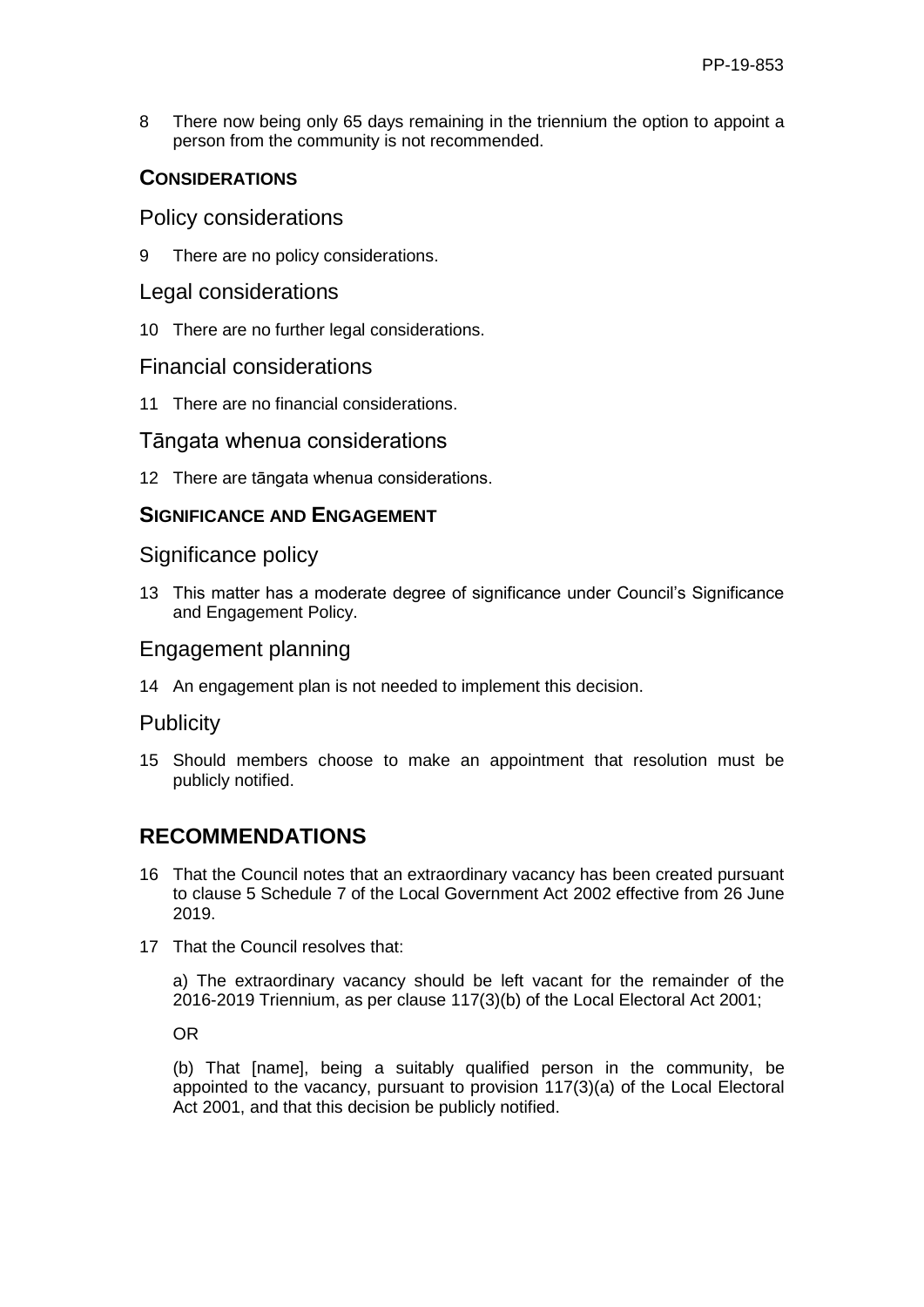8 There now being only 65 days remaining in the triennium the option to appoint a person from the community is not recommended.

## CONSIDERATIONS

### Policy considerations

9 There are no policy considerations.

### Legal considerations

10 There are no further legal considerations.

### Financial considerations

11 There are no financial considerations.

### Tāngata whenua considerations

12 There are tāngata whenua considerations.

## SIGNIFICANCE AND ENGAGEMENT

### Significance policy

13 This matter has a moderate degree of significance under Council's Significance and Engagement Policy.

### Engagement planning

14 An engagement plan is not needed to implement this decision.

### Publicity

15 Should members choose to make an appointment that resolution must be publicly notified.

# RECOMMENDATIONS

16 That the Council notes that an extraordinary vacancy has been created pursuant to clause 5 Schedule 7 of the Local Government Act 2002 effective from 26 June 2019.

17 That the Council resolves that:

a) The extraordinary vacancy should be left vacant for the remainder of the 2016-2019 Triennium, as per clause 117(3)(b) of the Local Electoral Act 2001;

OR

(b) That [name], being a suitably qualified person in the community, be appointed to the vacancy, pursuant to provision 117(3)(a) of the Local Electoral Act 2001, and that this decision be publicly notified.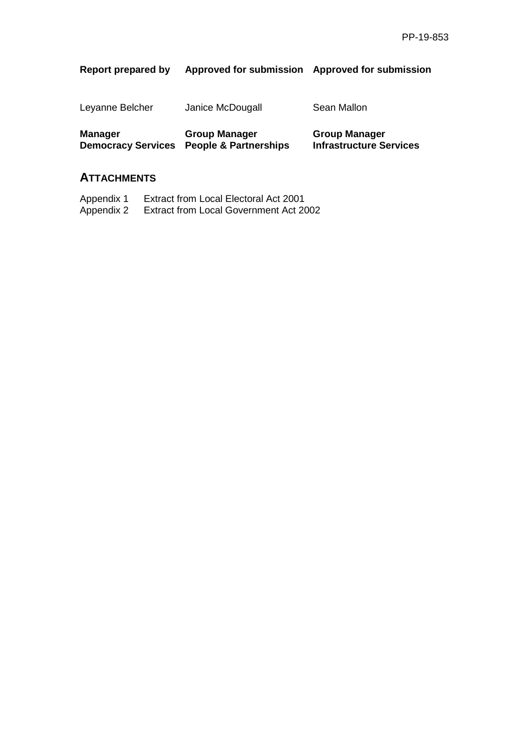| **Report prepared by** | **Approved for submission** | **Approved for submission** |
|---|---|---|
| Leyanne Belcher | Janice McDougall | Sean Mallon |
| **Manager**<br>**Democracy Services** | **Group Manager**<br>**People & Partnerships** | **Group Manager**<br>**Infrastructure Services** |

## ATTACHMENTS

Appendix 1 Extract from Local Electoral Act 2001
Appendix 2 Extract from Local Government Act 2002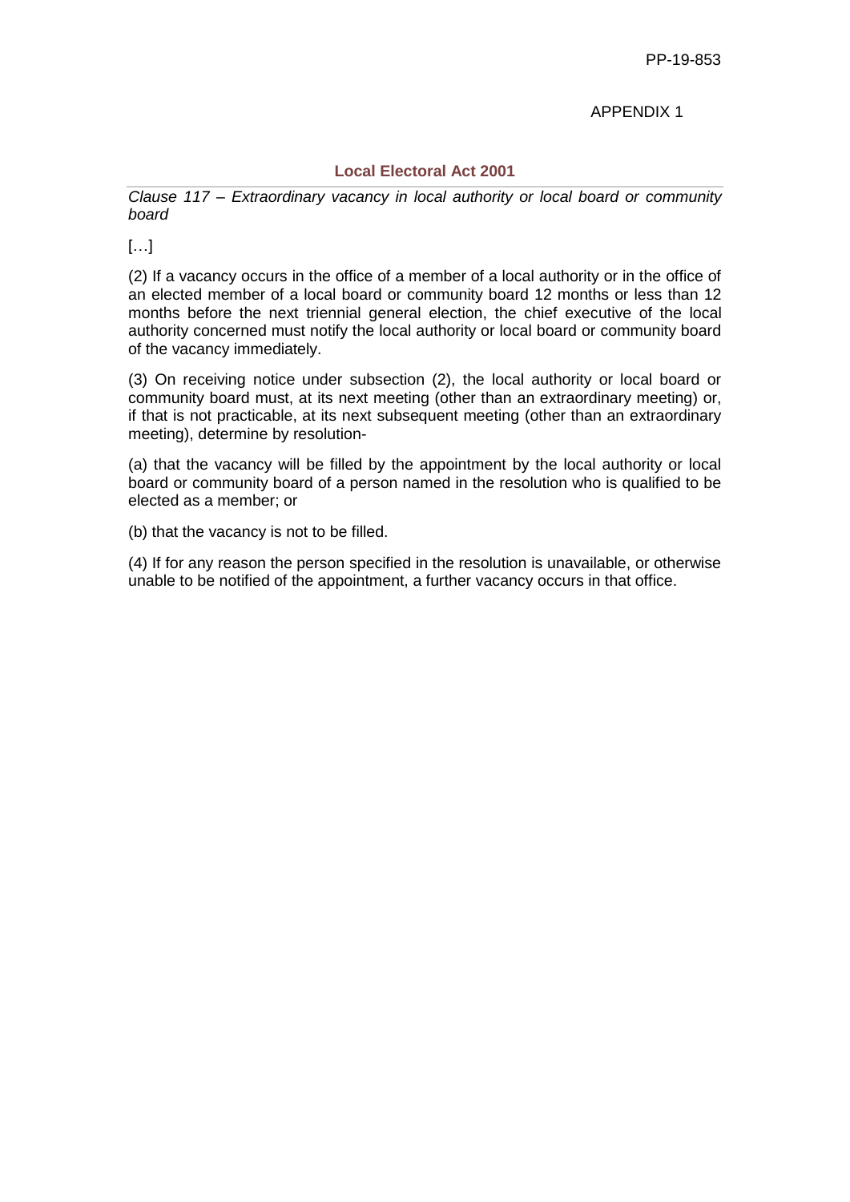PP-19-853

APPENDIX 1

## Local Electoral Act 2001

*Clause 117 – Extraordinary vacancy in local authority or local board or community board*

[…]

(2) If a vacancy occurs in the office of a member of a local authority or in the office of an elected member of a local board or community board 12 months or less than 12 months before the next triennial general election, the chief executive of the local authority concerned must notify the local authority or local board or community board of the vacancy immediately.

(3) On receiving notice under subsection (2), the local authority or local board or community board must, at its next meeting (other than an extraordinary meeting) or, if that is not practicable, at its next subsequent meeting (other than an extraordinary meeting), determine by resolution-

(a) that the vacancy will be filled by the appointment by the local authority or local board or community board of a person named in the resolution who is qualified to be elected as a member; or

(b) that the vacancy is not to be filled.

(4) If for any reason the person specified in the resolution is unavailable, or otherwise unable to be notified of the appointment, a further vacancy occurs in that office.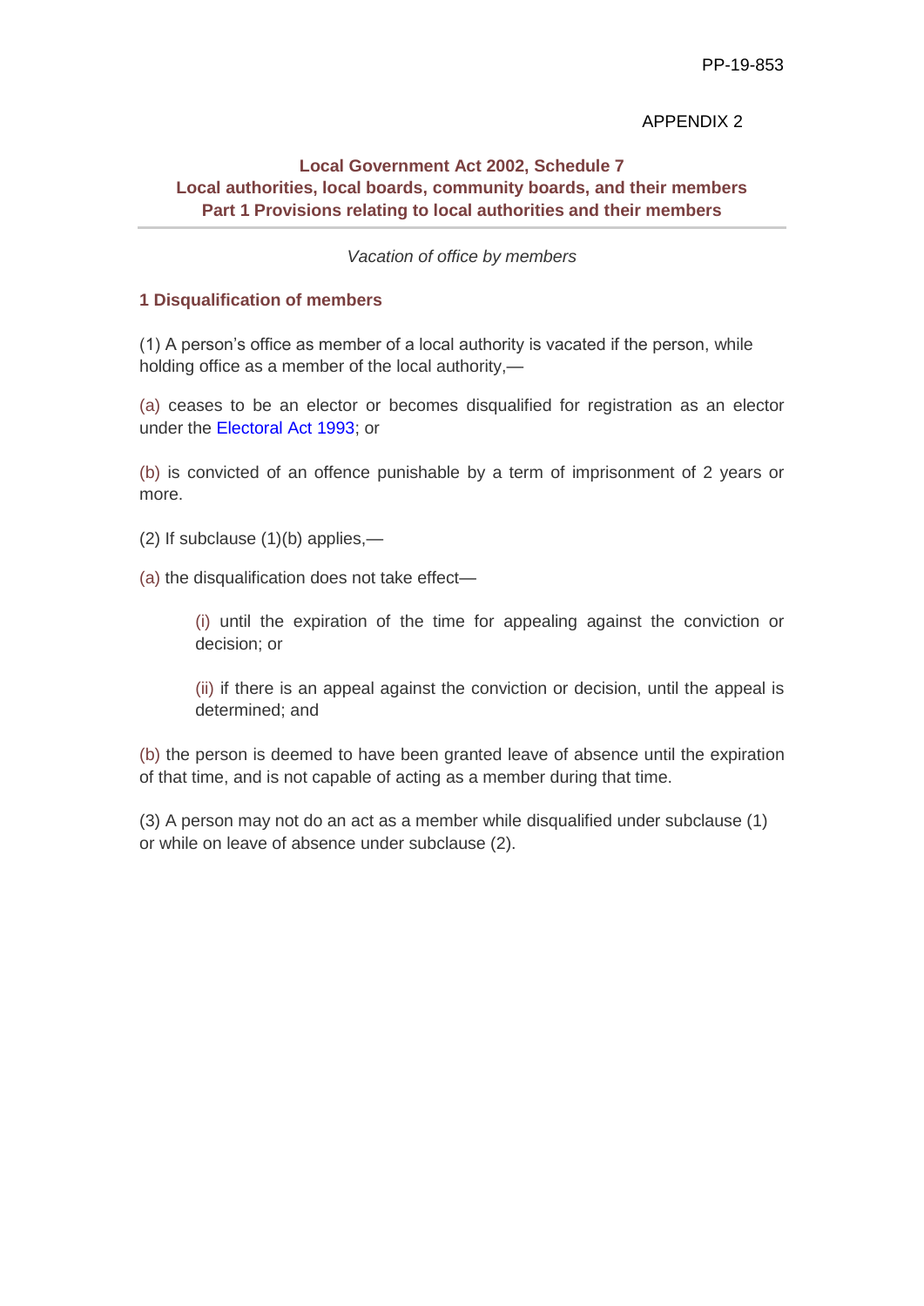PP-19-853

APPENDIX 2

## Local Government Act 2002, Schedule 7
## Local authorities, local boards, community boards, and their members
## Part 1 Provisions relating to local authorities and their members

*Vacation of office by members*

### 1 Disqualification of members

(1) A person's office as member of a local authority is vacated if the person, while holding office as a member of the local authority,—

(a) ceases to be an elector or becomes disqualified for registration as an elector under the Electoral Act 1993; or

(b) is convicted of an offence punishable by a term of imprisonment of 2 years or more.

(2) If subclause (1)(b) applies,—

(a) the disqualification does not take effect—

> (i) until the expiration of the time for appealing against the conviction or decision; or
>
> (ii) if there is an appeal against the conviction or decision, until the appeal is determined; and

(b) the person is deemed to have been granted leave of absence until the expiration of that time, and is not capable of acting as a member during that time.

(3) A person may not do an act as a member while disqualified under subclause (1) or while on leave of absence under subclause (2).